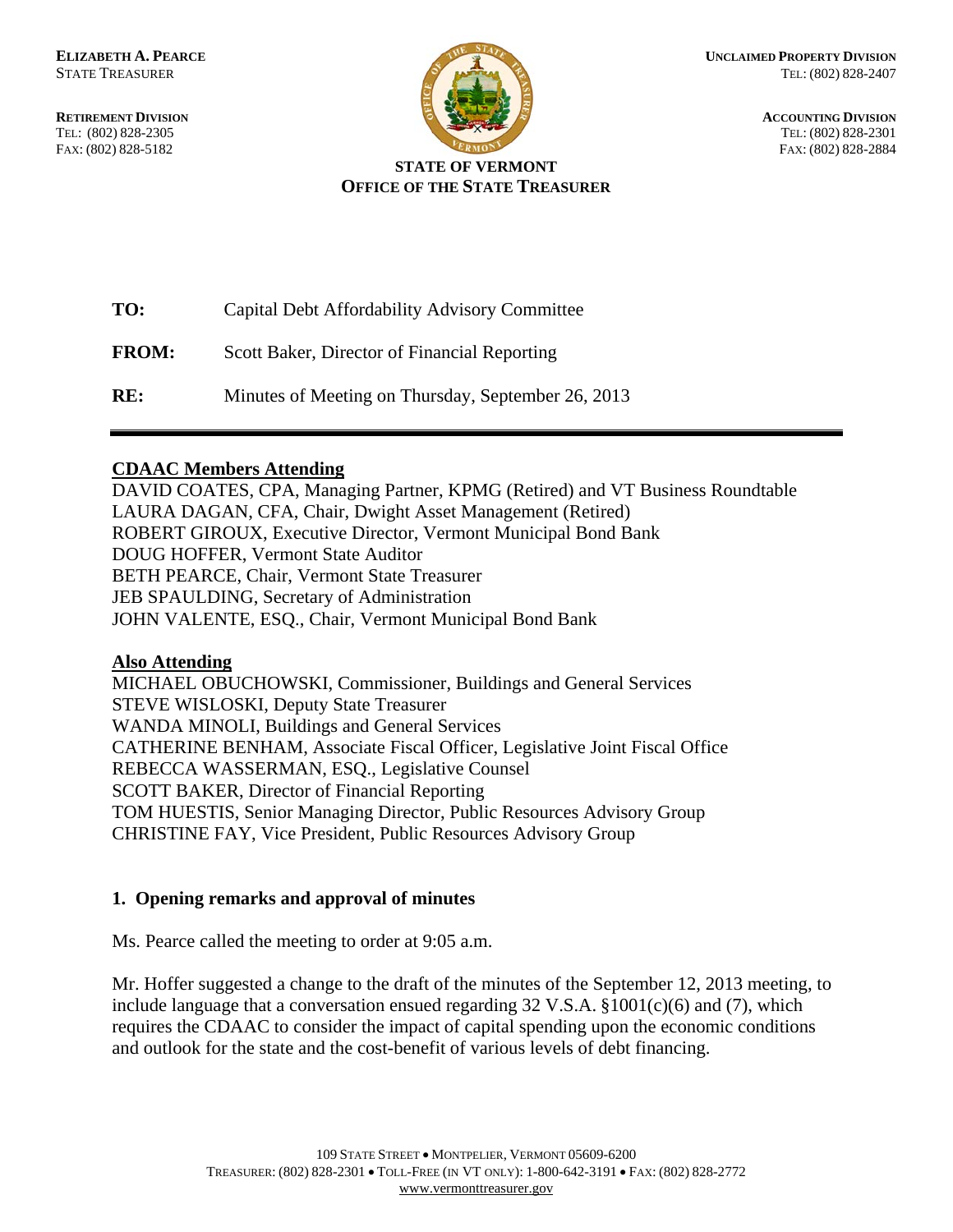**ELIZABETH A. PEARCE**
STATE TREASURER

**RETIREMENT DIVISION**
TEL: (802) 828-2305
FAX: (802) 828-5182

**UNCLAIMED PROPERTY DIVISION**
TEL: (802) 828-2407

**ACCOUNTING DIVISION**
TEL: (802) 828-2301
FAX: (802) 828-2884

**STATE OF VERMONT**
**OFFICE OF THE STATE TREASURER**

**TO:** Capital Debt Affordability Advisory Committee

**FROM:** Scott Baker, Director of Financial Reporting

**RE:** Minutes of Meeting on Thursday, September 26, 2013

---

**CDAAC Members Attending**

DAVID COATES, CPA, Managing Partner, KPMG (Retired) and VT Business Roundtable
LAURA DAGAN, CFA, Chair, Dwight Asset Management (Retired)
ROBERT GIROUX, Executive Director, Vermont Municipal Bond Bank
DOUG HOFFER, Vermont State Auditor
BETH PEARCE, Chair, Vermont State Treasurer
JEB SPAULDING, Secretary of Administration
JOHN VALENTE, ESQ., Chair, Vermont Municipal Bond Bank

**Also Attending**

MICHAEL OBUCHOWSKI, Commissioner, Buildings and General Services
STEVE WISLOSKI, Deputy State Treasurer
WANDA MINOLI, Buildings and General Services
CATHERINE BENHAM, Associate Fiscal Officer, Legislative Joint Fiscal Office
REBECCA WASSERMAN, ESQ., Legislative Counsel
SCOTT BAKER, Director of Financial Reporting
TOM HUESTIS, Senior Managing Director, Public Resources Advisory Group
CHRISTINE FAY, Vice President, Public Resources Advisory Group

## 1. Opening remarks and approval of minutes

Ms. Pearce called the meeting to order at 9:05 a.m.

Mr. Hoffer suggested a change to the draft of the minutes of the September 12, 2013 meeting, to include language that a conversation ensued regarding 32 V.S.A. §1001(c)(6) and (7), which requires the CDAAC to consider the impact of capital spending upon the economic conditions and outlook for the state and the cost-benefit of various levels of debt financing.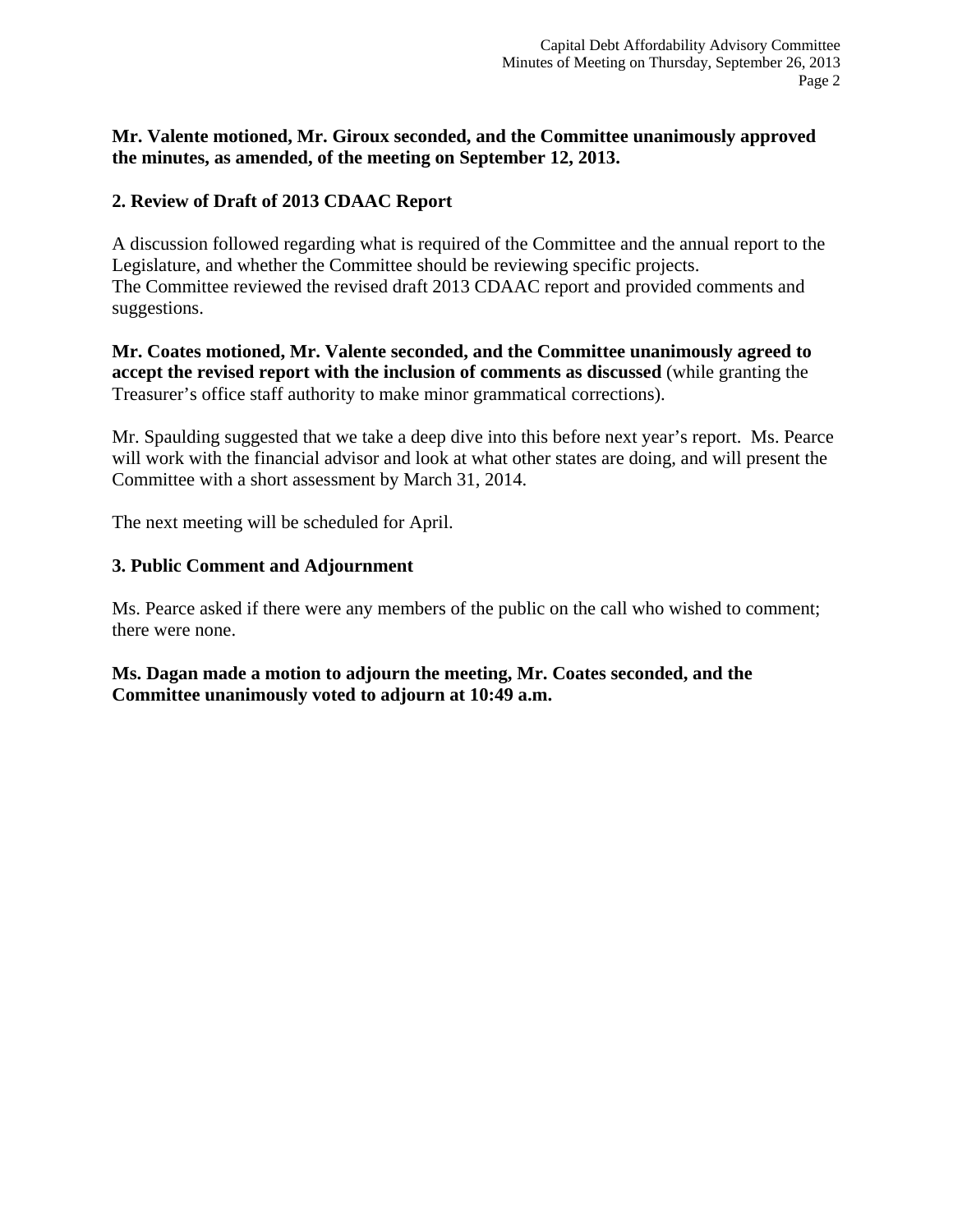**Mr. Valente motioned, Mr. Giroux seconded, and the Committee unanimously approved the minutes, as amended, of the meeting on September 12, 2013.**

**2. Review of Draft of 2013 CDAAC Report**

A discussion followed regarding what is required of the Committee and the annual report to the Legislature, and whether the Committee should be reviewing specific projects.
The Committee reviewed the revised draft 2013 CDAAC report and provided comments and suggestions.

**Mr. Coates motioned, Mr. Valente seconded, and the Committee unanimously agreed to accept the revised report with the inclusion of comments as discussed** (while granting the Treasurer's office staff authority to make minor grammatical corrections).

Mr. Spaulding suggested that we take a deep dive into this before next year's report. Ms. Pearce will work with the financial advisor and look at what other states are doing, and will present the Committee with a short assessment by March 31, 2014.

The next meeting will be scheduled for April.

**3. Public Comment and Adjournment**

Ms. Pearce asked if there were any members of the public on the call who wished to comment; there were none.

**Ms. Dagan made a motion to adjourn the meeting, Mr. Coates seconded, and the Committee unanimously voted to adjourn at 10:49 a.m.**